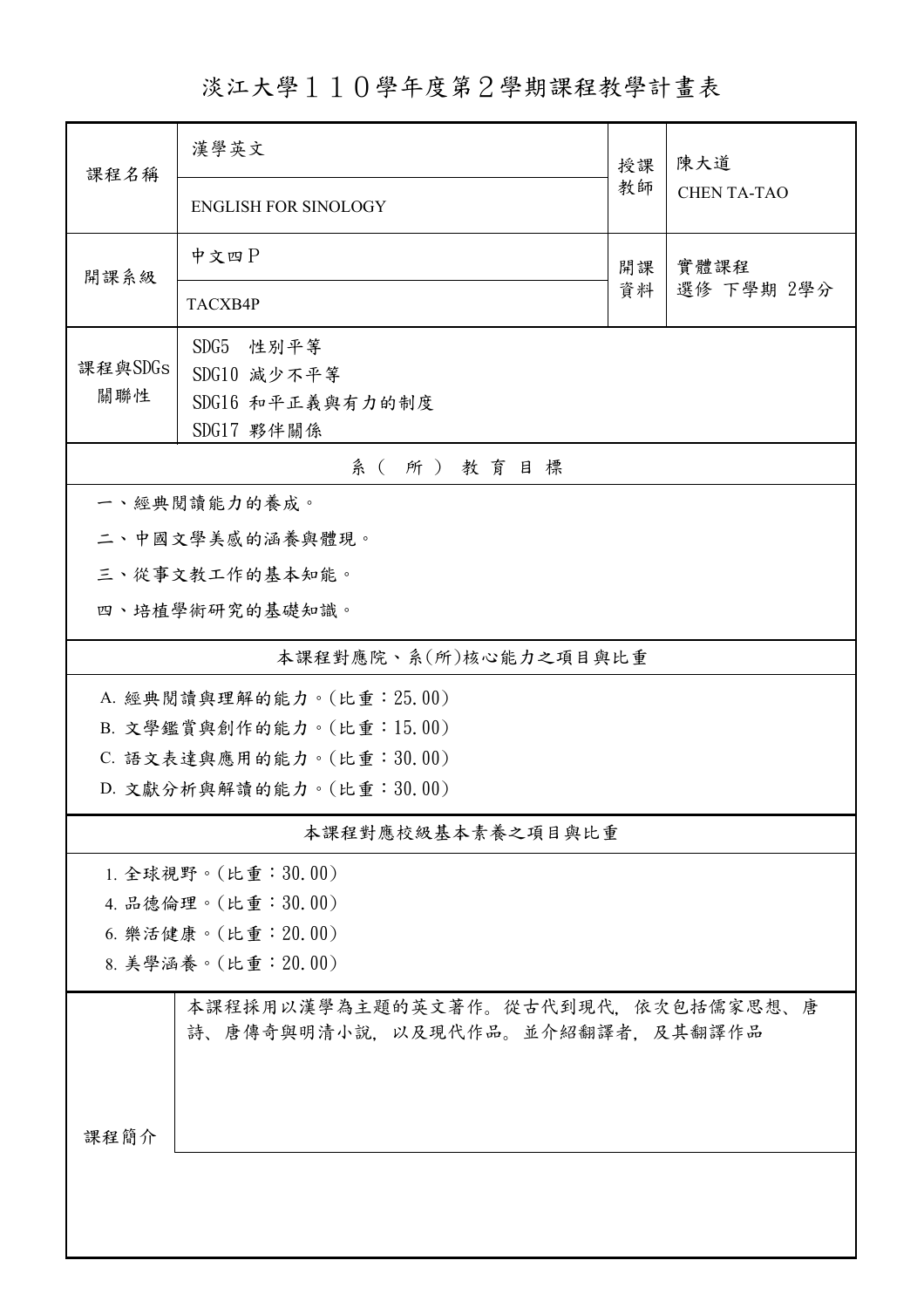# 淡江大學１１０學年度第２學期課程教學計畫表

| 課程名稱 | 漢學英文<br>ENGLISH FOR SINOLOGY | 授課教師 | 陳大道<br>CHEN TA-TAO |
|---|---|---|---|
| 開課系級 | 中文四Ｐ<br>TACXB4P | 開課資料 | 實體課程<br>選修 下學期 2學分 |
| 課程與SDGs關聯性 | SDG5 性別平等<br>SDG10 減少不平等<br>SDG16 和平正義與有力的制度<br>SDG17 夥伴關係 | | |

## 系（所）教育目標

一、經典閱讀能力的養成。

二、中國文學美感的涵養與體現。

三、從事文教工作的基本知能。

四、培植學術研究的基礎知識。

## 本課程對應院、系(所)核心能力之項目與比重

A. 經典閱讀與理解的能力。(比重：25.00)

B. 文學鑑賞與創作的能力。(比重：15.00)

C. 語文表達與應用的能力。(比重：30.00)

D. 文獻分析與解讀的能力。(比重：30.00)

## 本課程對應校級基本素養之項目與比重

1. 全球視野。(比重：30.00)

4. 品德倫理。(比重：30.00)

6. 樂活健康。(比重：20.00)

8. 美學涵養。(比重：20.00)

| 課程簡介 | 本課程採用以漢學為主題的英文著作。從古代到現代，依次包括儒家思想、唐詩、唐傳奇與明清小說，以及現代作品。並介紹翻譯者，及其翻譯作品 |
|---|---|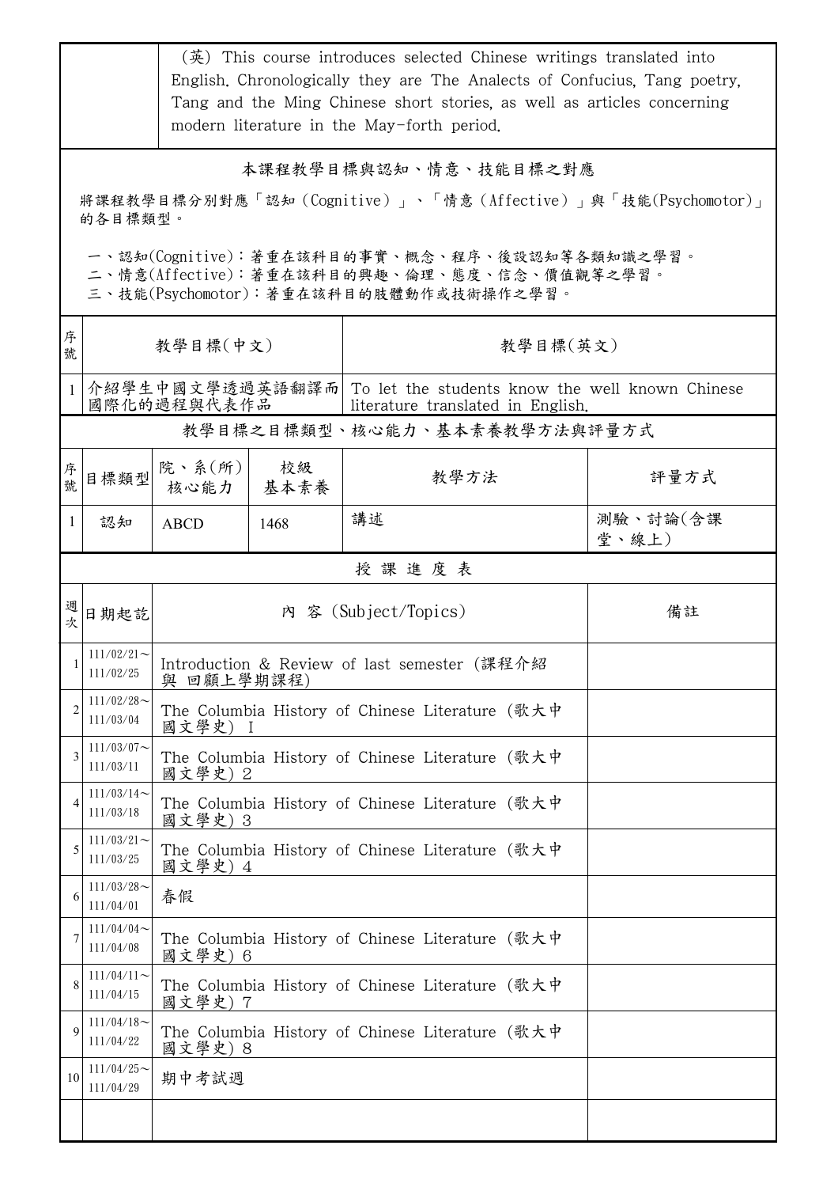| | (英) This course introduces selected Chinese writings translated into English. Chronologically they are The Analects of Confucius, Tang poetry, Tang and the Ming Chinese short stories, as well as articles concerning modern literature in the May-forth period. |
|---|---|

## 本課程教學目標與認知、情意、技能目標之對應

將課程教學目標分別對應「認知（Cognitive）」、「情意（Affective）」與「技能(Psychomotor)」的各目標類型。

一、認知(Cognitive)：著重在該科目的事實、概念、程序、後設認知等各類知識之學習。
二、情意(Affective)：著重在該科目的興趣、倫理、態度、信念、價值觀等之學習。
三、技能(Psychomotor)：著重在該科目的肢體動作或技術操作之學習。

| 序號 | 教學目標(中文) | 教學目標(英文) |
|---|---|---|
| 1 | 介紹學生中國文學透過英語翻譯而國際化的過程與代表作品 | To let the students know the well known Chinese literature translated in English. |

## 教學目標之目標類型、核心能力、基本素養教學方法與評量方式

| 序號 | 目標類型 | 院、系(所)核心能力 | 校級基本素養 | 教學方法 | 評量方式 |
|---|---|---|---|---|---|
| 1 | 認知 | ABCD | 1468 | 講述 | 測驗、討論(含課堂、線上) |

## 授 課 進 度 表

| 週次 | 日期起訖 | 內 容 (Subject/Topics) | 備註 |
|---|---|---|---|
| 1 | 111/02/21～111/02/25 | Introduction & Review of last semester (課程介紹與 回顧上學期課程) | |
| 2 | 111/02/28～111/03/04 | The Columbia History of Chinese Literature (歌大中國文學史) I | |
| 3 | 111/03/07～111/03/11 | The Columbia History of Chinese Literature (歌大中國文學史) 2 | |
| 4 | 111/03/14～111/03/18 | The Columbia History of Chinese Literature (歌大中國文學史) 3 | |
| 5 | 111/03/21～111/03/25 | The Columbia History of Chinese Literature (歌大中國文學史) 4 | |
| 6 | 111/03/28～111/04/01 | 春假 | |
| 7 | 111/04/04～111/04/08 | The Columbia History of Chinese Literature (歌大中國文學史) 6 | |
| 8 | 111/04/11～111/04/15 | The Columbia History of Chinese Literature (歌大中國文學史) 7 | |
| 9 | 111/04/18～111/04/22 | The Columbia History of Chinese Literature (歌大中國文學史) 8 | |
| 10 | 111/04/25～111/04/29 | 期中考試週 | |
| | | | |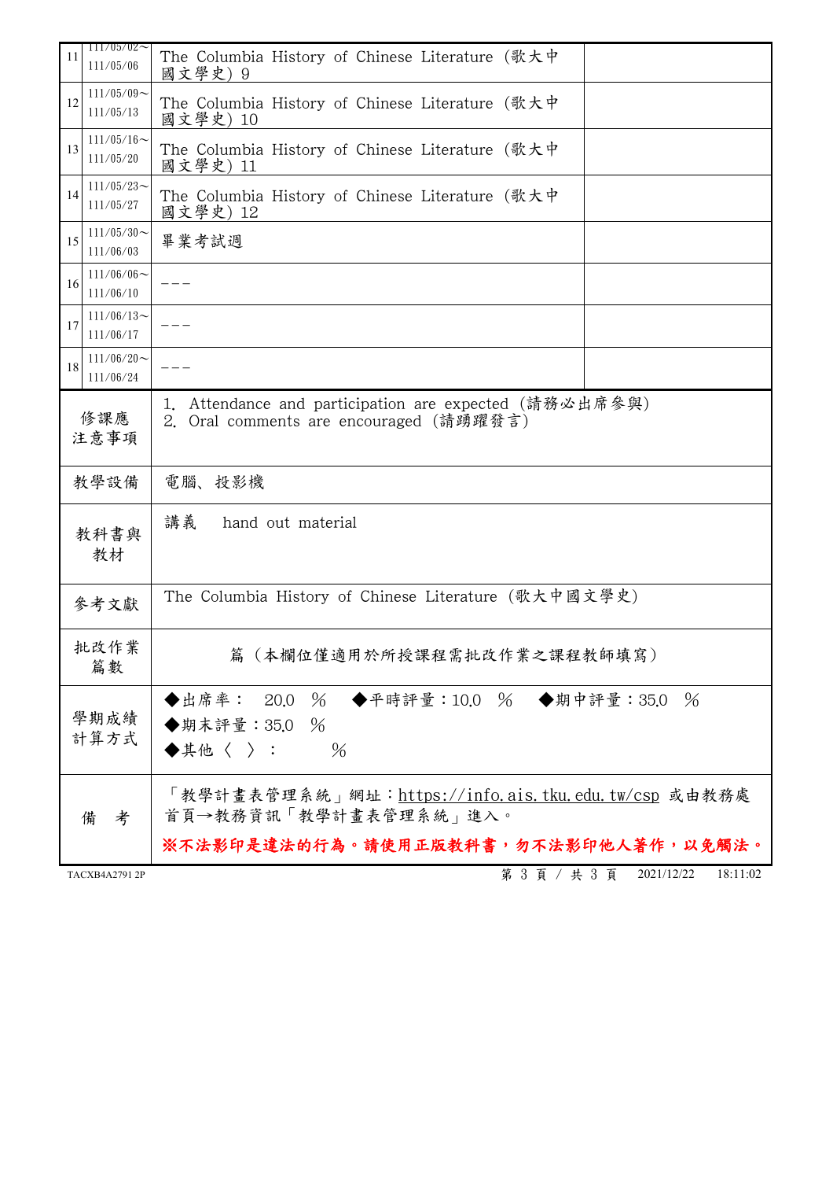| | | | |
|---|---|---|---|
| 11 | 111/05/02～<br>111/05/06 | The Columbia History of Chinese Literature (歌大中國文學史) 9 | |
| 12 | 111/05/09～<br>111/05/13 | The Columbia History of Chinese Literature (歌大中國文學史) 10 | |
| 13 | 111/05/16～<br>111/05/20 | The Columbia History of Chinese Literature (歌大中國文學史) 11 | |
| 14 | 111/05/23～<br>111/05/27 | The Columbia History of Chinese Literature (歌大中國文學史) 12 | |
| 15 | 111/05/30～<br>111/06/03 | 畢業考試週 | |
| 16 | 111/06/06～<br>111/06/10 | --- | |
| 17 | 111/06/13～<br>111/06/17 | --- | |
| 18 | 111/06/20～<br>111/06/24 | --- | |

| | |
|---|---|
| 修課應注意事項 | 1. Attendance and participation are expected (請務必出席參與)<br>2. Oral comments are encouraged (請踴躍發言) |
| 教學設備 | 電腦、投影機 |
| 教科書與教材 | 講義　hand out material |
| 參考文獻 | The Columbia History of Chinese Literature (歌大中國文學史) |
| 批改作業篇數 | 篇(本欄位僅適用於所授課程需批改作業之課程教師填寫) |
| 學期成績計算方式 | ◆出席率： 20.0 ％　◆平時評量：10.0 ％　◆期中評量：35.0 ％<br>◆期末評量：35.0 ％<br>◆其他〈 〉：　％ |
| 備　考 | 「教學計畫表管理系統」網址：https://info.ais.tku.edu.tw/csp 或由教務處首頁→教務資訊「教學計畫表管理系統」進入。<br>**※不法影印是違法的行為。請使用正版教科書，勿不法影印他人著作，以免觸法。** |

TACXB4A2791 2P　　2021/12/22　18:11:02